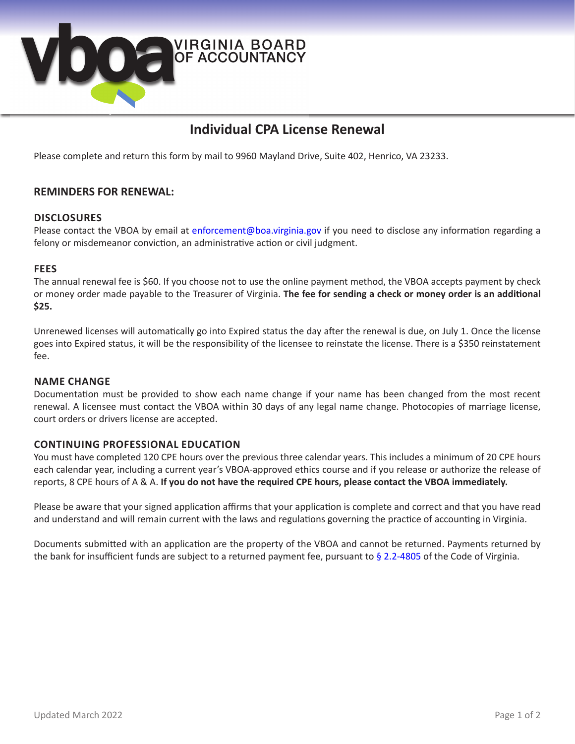VIRGINIA BOARD OF ACCOUNTANCY

# Individual CPA License Renewal

Please complete and return this form by mail to 9960 Mayland Drive, Suite 402, Henrico, VA 23233.

## REMINDERS FOR RENEWAL:

### DISCLOSURES

Please contact the VBOA by email at enforcement@boa.virginia.gov if you need to disclose any information regarding a felony or misdemeanor conviction, an administrative action or civil judgment.

### FEES

The annual renewal fee is $60. If you choose not to use the online payment method, the VBOA accepts payment by check or money order made payable to the Treasurer of Virginia. **The fee for sending a check or money order is an additional $25.**

Unrenewed licenses will automatically go into Expired status the day after the renewal is due, on July 1. Once the license goes into Expired status, it will be the responsibility of the licensee to reinstate the license. There is a $350 reinstatement fee.

### NAME CHANGE

Documentation must be provided to show each name change if your name has been changed from the most recent renewal. A licensee must contact the VBOA within 30 days of any legal name change. Photocopies of marriage license, court orders or drivers license are accepted.

### CONTINUING PROFESSIONAL EDUCATION

You must have completed 120 CPE hours over the previous three calendar years. This includes a minimum of 20 CPE hours each calendar year, including a current year's VBOA-approved ethics course and if you release or authorize the release of reports, 8 CPE hours of A & A. **If you do not have the required CPE hours, please contact the VBOA immediately.**

Please be aware that your signed application affirms that your application is complete and correct and that you have read and understand and will remain current with the laws and regulations governing the practice of accounting in Virginia.

Documents submitted with an application are the property of the VBOA and cannot be returned. Payments returned by the bank for insufficient funds are subject to a returned payment fee, pursuant to § 2.2-4805 of the Code of Virginia.

Updated March 2022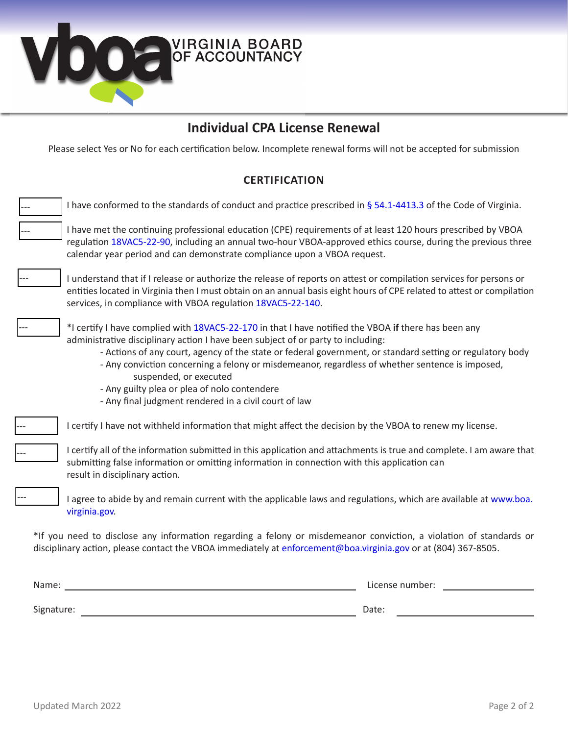VIRGINIA BOARD OF ACCOUNTANCY

# Individual CPA License Renewal

Please select Yes or No for each certification below. Incomplete renewal forms will not be accepted for submission

## CERTIFICATION

--- I have conformed to the standards of conduct and practice prescribed in § 54.1-4413.3 of the Code of Virginia.

--- I have met the continuing professional education (CPE) requirements of at least 120 hours prescribed by VBOA regulation 18VAC5-22-90, including an annual two-hour VBOA-approved ethics course, during the previous three calendar year period and can demonstrate compliance upon a VBOA request.

--- I understand that if I release or authorize the release of reports on attest or compilation services for persons or entities located in Virginia then I must obtain on an annual basis eight hours of CPE related to attest or compilation services, in compliance with VBOA regulation 18VAC5-22-140.

--- *I certify I have complied with 18VAC5-22-170 in that I have notified the VBOA **if** there has been any administrative disciplinary action I have been subject of or party to including:

- Actions of any court, agency of the state or federal government, or standard setting or regulatory body
- Any conviction concerning a felony or misdemeanor, regardless of whether sentence is imposed, suspended, or executed
- Any guilty plea or plea of nolo contendere
- Any final judgment rendered in a civil court of law

--- I certify I have not withheld information that might affect the decision by the VBOA to renew my license.

--- I certify all of the information submitted in this application and attachments is true and complete. I am aware that submitting false information or omitting information in connection with this application can result in disciplinary action.

--- I agree to abide by and remain current with the applicable laws and regulations, which are available at www.boa.virginia.gov.

*If you need to disclose any information regarding a felony or misdemeanor conviction, a violation of standards or disciplinary action, please contact the VBOA immediately at enforcement@boa.virginia.gov or at (804) 367-8505.

Name: ______________________ License number: ______________

Signature: ______________________ Date: ______________

Updated March 2022